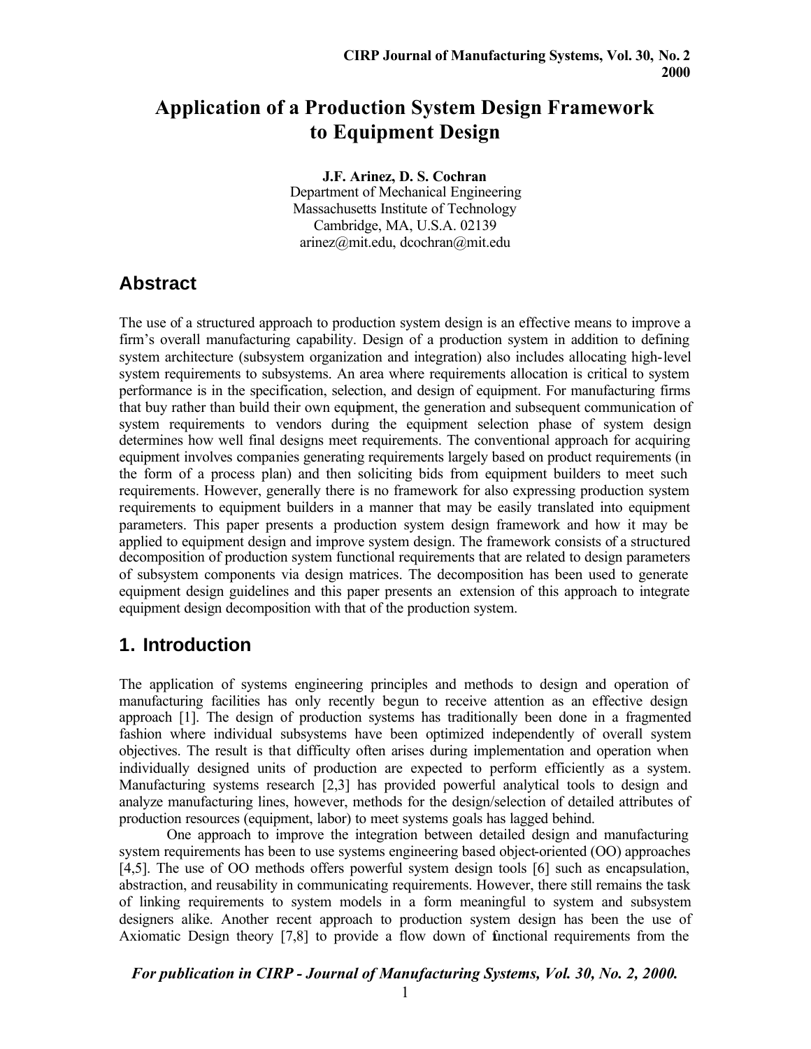# Application of a Production System Design Framework to Equipment Design

**J.F. Arinez, D. S. Cochran**
Department of Mechanical Engineering
Massachusetts Institute of Technology
Cambridge, MA, U.S.A. 02139
arinez@mit.edu, dcochran@mit.edu

## Abstract

The use of a structured approach to production system design is an effective means to improve a firm's overall manufacturing capability. Design of a production system in addition to defining system architecture (subsystem organization and integration) also includes allocating high-level system requirements to subsystems. An area where requirements allocation is critical to system performance is in the specification, selection, and design of equipment. For manufacturing firms that buy rather than build their own equipment, the generation and subsequent communication of system requirements to vendors during the equipment selection phase of system design determines how well final designs meet requirements. The conventional approach for acquiring equipment involves companies generating requirements largely based on product requirements (in the form of a process plan) and then soliciting bids from equipment builders to meet such requirements. However, generally there is no framework for also expressing production system requirements to equipment builders in a manner that may be easily translated into equipment parameters. This paper presents a production system design framework and how it may be applied to equipment design and improve system design. The framework consists of a structured decomposition of production system functional requirements that are related to design parameters of subsystem components via design matrices. The decomposition has been used to generate equipment design guidelines and this paper presents an extension of this approach to integrate equipment design decomposition with that of the production system.

## 1. Introduction

The application of systems engineering principles and methods to design and operation of manufacturing facilities has only recently begun to receive attention as an effective design approach [1]. The design of production systems has traditionally been done in a fragmented fashion where individual subsystems have been optimized independently of overall system objectives. The result is that difficulty often arises during implementation and operation when individually designed units of production are expected to perform efficiently as a system. Manufacturing systems research [2,3] has provided powerful analytical tools to design and analyze manufacturing lines, however, methods for the design/selection of detailed attributes of production resources (equipment, labor) to meet systems goals has lagged behind.

One approach to improve the integration between detailed design and manufacturing system requirements has been to use systems engineering based object-oriented (OO) approaches [4,5]. The use of OO methods offers powerful system design tools [6] such as encapsulation, abstraction, and reusability in communicating requirements. However, there still remains the task of linking requirements to system models in a form meaningful to system and subsystem designers alike. Another recent approach to production system design has been the use of Axiomatic Design theory [7,8] to provide a flow down of functional requirements from the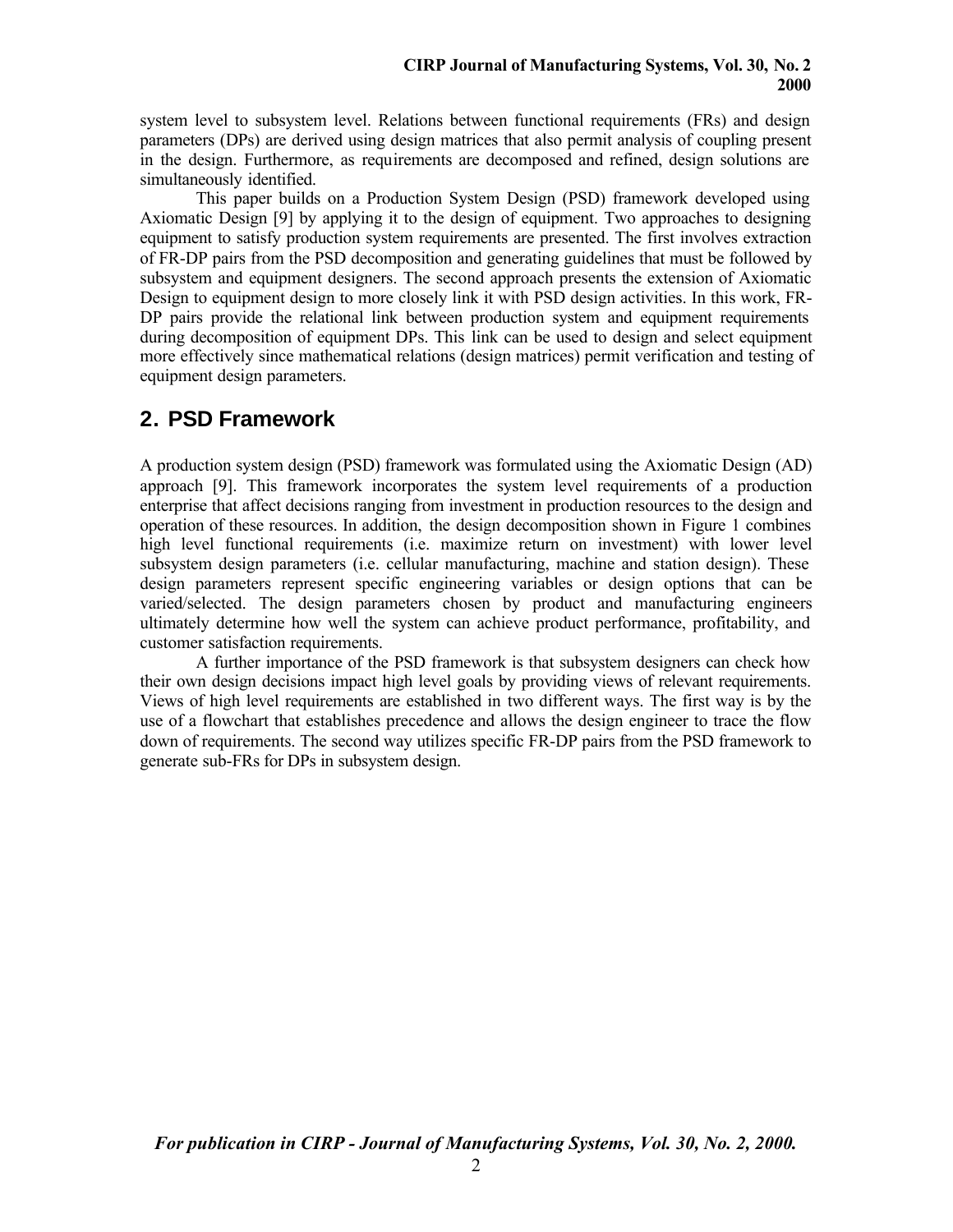system level to subsystem level. Relations between functional requirements (FRs) and design parameters (DPs) are derived using design matrices that also permit analysis of coupling present in the design. Furthermore, as requirements are decomposed and refined, design solutions are simultaneously identified.

This paper builds on a Production System Design (PSD) framework developed using Axiomatic Design [9] by applying it to the design of equipment. Two approaches to designing equipment to satisfy production system requirements are presented. The first involves extraction of FR-DP pairs from the PSD decomposition and generating guidelines that must be followed by subsystem and equipment designers. The second approach presents the extension of Axiomatic Design to equipment design to more closely link it with PSD design activities. In this work, FR-DP pairs provide the relational link between production system and equipment requirements during decomposition of equipment DPs. This link can be used to design and select equipment more effectively since mathematical relations (design matrices) permit verification and testing of equipment design parameters.

## 2. PSD Framework

A production system design (PSD) framework was formulated using the Axiomatic Design (AD) approach [9]. This framework incorporates the system level requirements of a production enterprise that affect decisions ranging from investment in production resources to the design and operation of these resources. In addition, the design decomposition shown in Figure 1 combines high level functional requirements (i.e. maximize return on investment) with lower level subsystem design parameters (i.e. cellular manufacturing, machine and station design). These design parameters represent specific engineering variables or design options that can be varied/selected. The design parameters chosen by product and manufacturing engineers ultimately determine how well the system can achieve product performance, profitability, and customer satisfaction requirements.

A further importance of the PSD framework is that subsystem designers can check how their own design decisions impact high level goals by providing views of relevant requirements. Views of high level requirements are established in two different ways. The first way is by the use of a flowchart that establishes precedence and allows the design engineer to trace the flow down of requirements. The second way utilizes specific FR-DP pairs from the PSD framework to generate sub-FRs for DPs in subsystem design.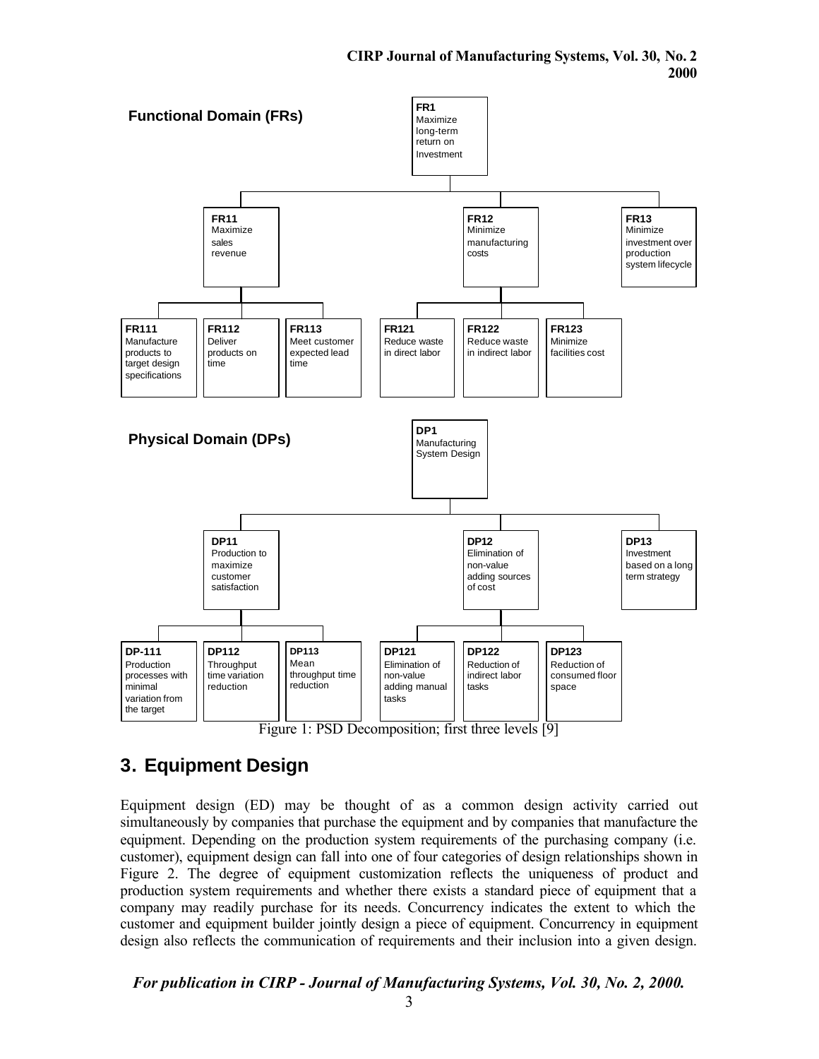**Functional Domain (FRs)**

- **FR1** Maximize long-term return on Investment
  - **FR11** Maximize sales revenue
    - **FR111** Manufacture products to target design specifications
    - **FR112** Deliver products on time
    - **FR113** Meet customer expected lead time
  - **FR12** Minimize manufacturing costs
    - **FR121** Reduce waste in direct labor
    - **FR122** Reduce waste in indirect labor
    - **FR123** Minimize facilities cost
  - **FR13** Minimize investment over production system lifecycle

**Physical Domain (DPs)**

- **DP1** Manufacturing System Design
  - **DP11** Production to maximize customer satisfaction
    - **DP-111** Production processes with minimal variation from the target
    - **DP112** Throughput time variation reduction
    - **DP113** Mean throughput time reduction
  - **DP12** Elimination of non-value adding sources of cost
    - **DP121** Elimination of non-value adding manual tasks
    - **DP122** Reduction of indirect labor tasks
    - **DP123** Reduction of consumed floor space
  - **DP13** Investment based on a long term strategy

Figure 1: PSD Decomposition; first three levels [9]

## 3. Equipment Design

Equipment design (ED) may be thought of as a common design activity carried out simultaneously by companies that purchase the equipment and by companies that manufacture the equipment. Depending on the production system requirements of the purchasing company (i.e. customer), equipment design can fall into one of four categories of design relationships shown in Figure 2. The degree of equipment customization reflects the uniqueness of product and production system requirements and whether there exists a standard piece of equipment that a company may readily purchase for its needs. Concurrency indicates the extent to which the customer and equipment builder jointly design a piece of equipment. Concurrency in equipment design also reflects the communication of requirements and their inclusion into a given design.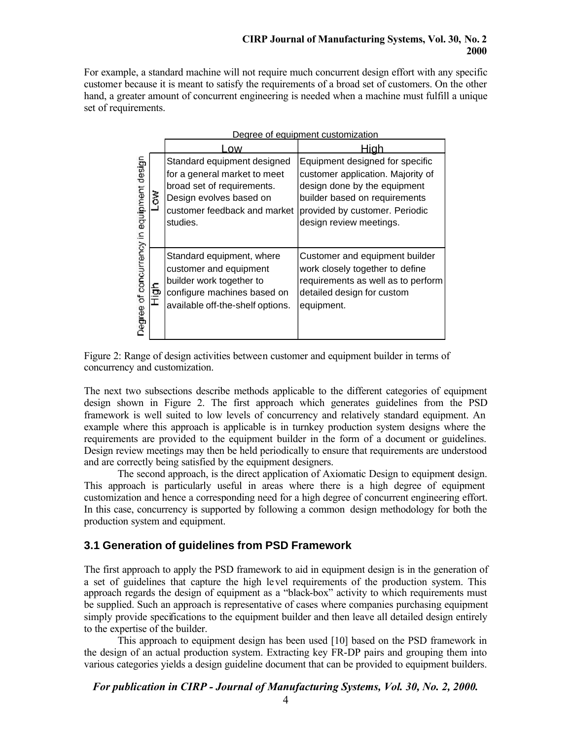For example, a standard machine will not require much concurrent design effort with any specific customer because it is meant to satisfy the requirements of a broad set of customers. On the other hand, a greater amount of concurrent engineering is needed when a machine must fulfill a unique set of requirements.

| Degree of concurrency in equipment design \ Degree of equipment customization | Low | High |
|---|---|---|
| Low | Standard equipment designed for a general market to meet broad set of requirements. Design evolves based on customer feedback and market studies. | Equipment designed for specific customer application. Majority of design done by the equipment builder based on requirements provided by customer. Periodic design review meetings. |
| High | Standard equipment, where customer and equipment builder work together to configure machines based on available off-the-shelf options. | Customer and equipment builder work closely together to define requirements as well as to perform detailed design for custom equipment. |

Figure 2: Range of design activities between customer and equipment builder in terms of concurrency and customization.

The next two subsections describe methods applicable to the different categories of equipment design shown in Figure 2. The first approach which generates guidelines from the PSD framework is well suited to low levels of concurrency and relatively standard equipment. An example where this approach is applicable is in turnkey production system designs where the requirements are provided to the equipment builder in the form of a document or guidelines. Design review meetings may then be held periodically to ensure that requirements are understood and are correctly being satisfied by the equipment designers.

The second approach, is the direct application of Axiomatic Design to equipment design. This approach is particularly useful in areas where there is a high degree of equipment customization and hence a corresponding need for a high degree of concurrent engineering effort. In this case, concurrency is supported by following a common design methodology for both the production system and equipment.

## 3.1 Generation of guidelines from PSD Framework

The first approach to apply the PSD framework to aid in equipment design is in the generation of a set of guidelines that capture the high level requirements of the production system. This approach regards the design of equipment as a "black-box" activity to which requirements must be supplied. Such an approach is representative of cases where companies purchasing equipment simply provide specifications to the equipment builder and then leave all detailed design entirely to the expertise of the builder.

This approach to equipment design has been used [10] based on the PSD framework in the design of an actual production system. Extracting key FR-DP pairs and grouping them into various categories yields a design guideline document that can be provided to equipment builders.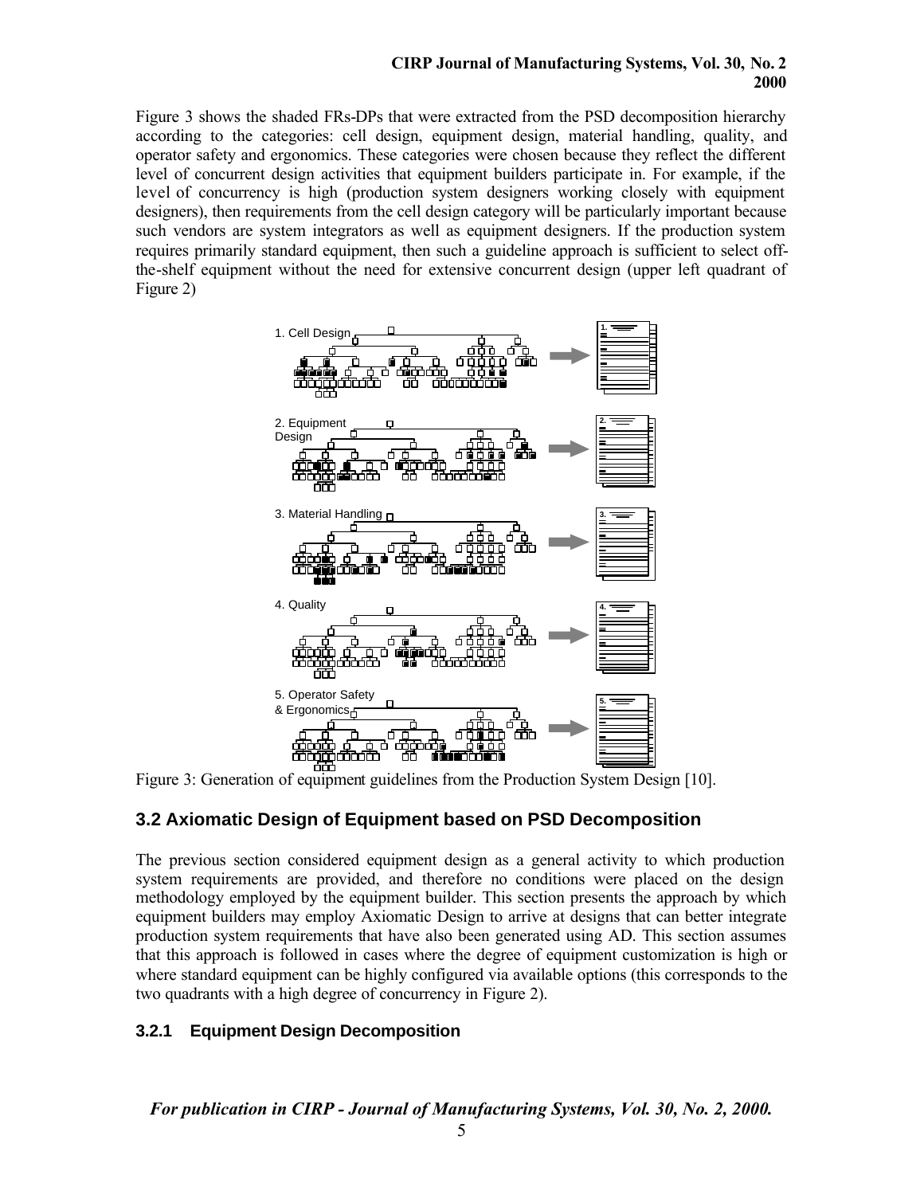Figure 3 shows the shaded FRs-DPs that were extracted from the PSD decomposition hierarchy according to the categories: cell design, equipment design, material handling, quality, and operator safety and ergonomics. These categories were chosen because they reflect the different level of concurrent design activities that equipment builders participate in. For example, if the level of concurrency is high (production system designers working closely with equipment designers), then requirements from the cell design category will be particularly important because such vendors are system integrators as well as equipment designers. If the production system requires primarily standard equipment, then such a guideline approach is sufficient to select off-the-shelf equipment without the need for extensive concurrent design (upper left quadrant of Figure 2)

Figure 3: Generation of equipment guidelines from the Production System Design [10].

## 3.2 Axiomatic Design of Equipment based on PSD Decomposition

The previous section considered equipment design as a general activity to which production system requirements are provided, and therefore no conditions were placed on the design methodology employed by the equipment builder. This section presents the approach by which equipment builders may employ Axiomatic Design to arrive at designs that can better integrate production system requirements that have also been generated using AD. This section assumes that this approach is followed in cases where the degree of equipment customization is high or where standard equipment can be highly configured via available options (this corresponds to the two quadrants with a high degree of concurrency in Figure 2).

### 3.2.1 Equipment Design Decomposition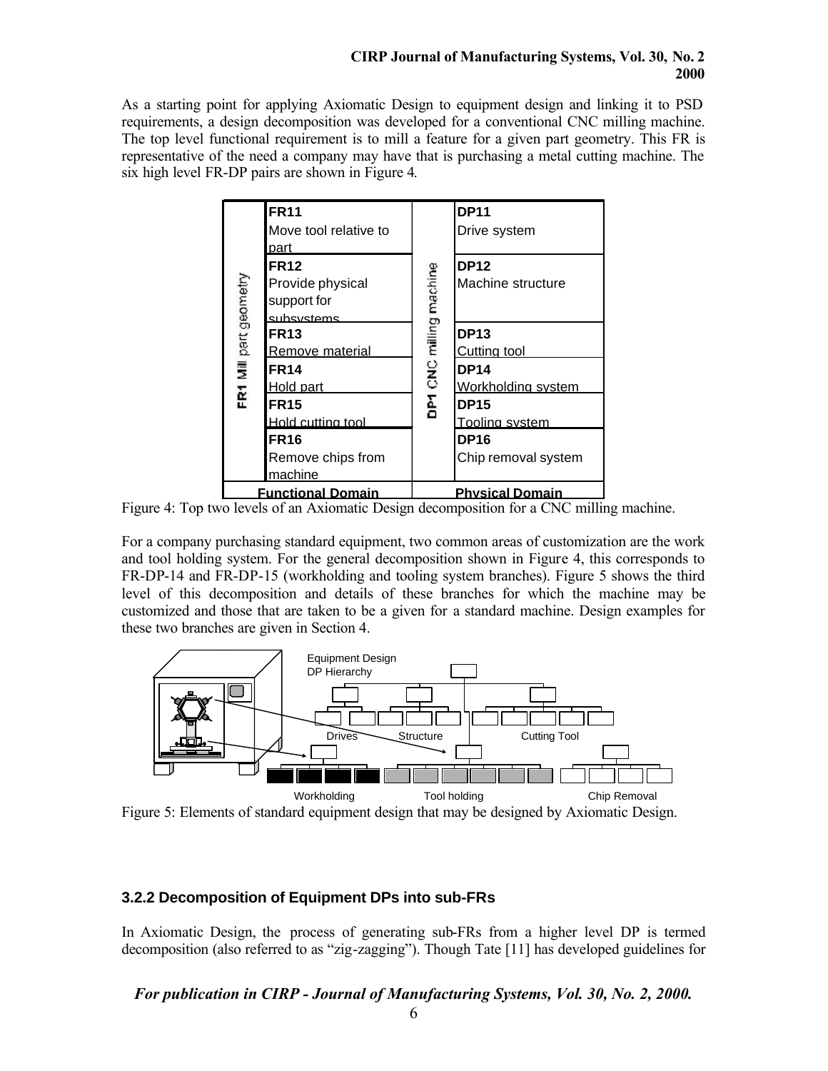As a starting point for applying Axiomatic Design to equipment design and linking it to PSD requirements, a design decomposition was developed for a conventional CNC milling machine. The top level functional requirement is to mill a feature for a given part geometry. This FR is representative of the need a company may have that is purchasing a metal cutting machine. The six high level FR-DP pairs are shown in Figure 4.

| Functional Domain | | Physical Domain | |
|---|---|---|---|
| FR1 Mill part geometry | **FR11** Move tool relative to part | DP1 CNC milling machine | **DP11** Drive system |
| | **FR12** Provide physical support for subsystems | | **DP12** Machine structure |
| | **FR13** Remove material | | **DP13** Cutting tool |
| | **FR14** Hold part | | **DP14** Workholding system |
| | **FR15** Hold cutting tool | | **DP15** Tooling system |
| | **FR16** Remove chips from machine | | **DP16** Chip removal system |

Figure 4: Top two levels of an Axiomatic Design decomposition for a CNC milling machine.

For a company purchasing standard equipment, two common areas of customization are the work and tool holding system. For the general decomposition shown in Figure 4, this corresponds to FR-DP-14 and FR-DP-15 (workholding and tooling system branches). Figure 5 shows the third level of this decomposition and details of these branches for which the machine may be customized and those that are taken to be a given for a standard machine. Design examples for these two branches are given in Section 4.

Figure 5: Elements of standard equipment design that may be designed by Axiomatic Design.

### 3.2.2 Decomposition of Equipment DPs into sub-FRs

In Axiomatic Design, the process of generating sub-FRs from a higher level DP is termed decomposition (also referred to as "zig-zagging"). Though Tate [11] has developed guidelines for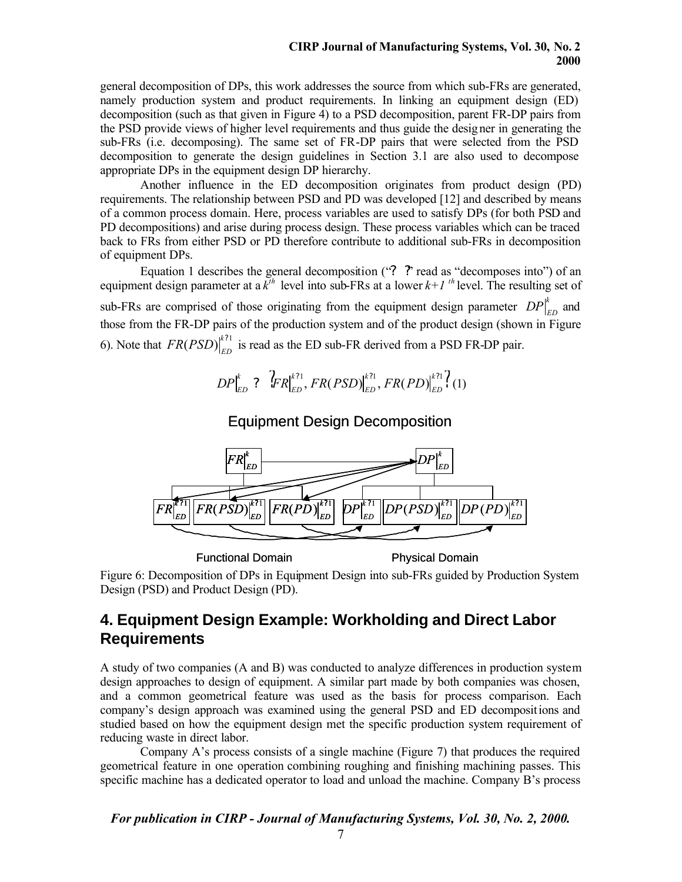general decomposition of DPs, this work addresses the source from which sub-FRs are generated, namely production system and product requirements. In linking an equipment design (ED) decomposition (such as that given in Figure 4) to a PSD decomposition, parent FR-DP pairs from the PSD provide views of higher level requirements and thus guide the designer in generating the sub-FRs (i.e. decomposing). The same set of FR-DP pairs that were selected from the PSD decomposition to generate the design guidelines in Section 3.1 are also used to decompose appropriate DPs in the equipment design DP hierarchy.

Another influence in the ED decomposition originates from product design (PD) requirements. The relationship between PSD and PD was developed [12] and described by means of a common process domain. Here, process variables are used to satisfy DPs (for both PSD and PD decompositions) and arise during process design. These process variables which can be traced back to FRs from either PSD or PD therefore contribute to additional sub-FRs in decomposition of equipment DPs.

Equation 1 describes the general decomposition ("? ?" read as "decomposes into") of an equipment design parameter at a $k^{th}$ level into sub-FRs at a lower $k+1^{th}$ level. The resulting set of sub-FRs are comprised of those originating from the equipment design parameter $DP|_{ED}^{k}$ and those from the FR-DP pairs of the production system and of the product design (shown in Figure 6). Note that $FR(PSD)|_{ED}^{k+1}$ is read as the ED sub-FR derived from a PSD FR-DP pair.

$$DP|_{ED}^{k} \Rightarrow \left\{ FR|_{ED}^{k+1}, FR(PSD)|_{ED}^{k+1}, FR(PD)|_{ED}^{k+1} \right\} \quad (1)$$

Equipment Design Decomposition

$FR|_{ED}^{k}$ — $DP|_{ED}^{k}$

$FR|_{ED}^{k+1}$ | $FR(PSD)|_{ED}^{k+1}$ | $FR(PD)|_{ED}^{k+1}$ | $DP|_{ED}^{k+1}$ | $DP(PSD)|_{ED}^{k+1}$ | $DP(PD)|_{ED}^{k+1}$

Functional Domain — Physical Domain

Figure 6: Decomposition of DPs in Equipment Design into sub-FRs guided by Production System Design (PSD) and Product Design (PD).

## 4. Equipment Design Example: Workholding and Direct Labor Requirements

A study of two companies (A and B) was conducted to analyze differences in production system design approaches to design of equipment. A similar part made by both companies was chosen, and a common geometrical feature was used as the basis for process comparison. Each company's design approach was examined using the general PSD and ED decompositions and studied based on how the equipment design met the specific production system requirement of reducing waste in direct labor.

Company A's process consists of a single machine (Figure 7) that produces the required geometrical feature in one operation combining roughing and finishing machining passes. This specific machine has a dedicated operator to load and unload the machine. Company B's process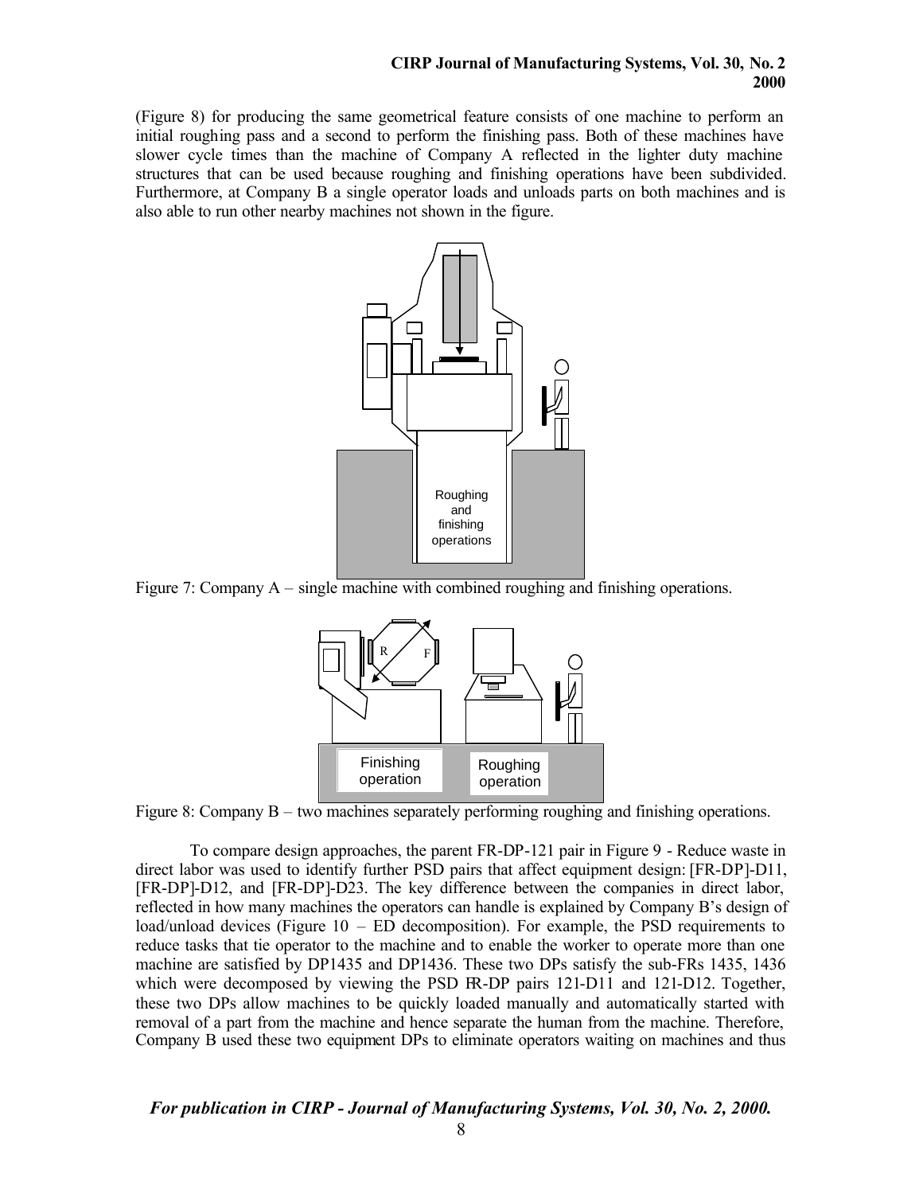(Figure 8) for producing the same geometrical feature consists of one machine to perform an initial roughing pass and a second to perform the finishing pass. Both of these machines have slower cycle times than the machine of Company A reflected in the lighter duty machine structures that can be used because roughing and finishing operations have been subdivided. Furthermore, at Company B a single operator loads and unloads parts on both machines and is also able to run other nearby machines not shown in the figure.

Figure 7: Company A – single machine with combined roughing and finishing operations.

Figure 8: Company B – two machines separately performing roughing and finishing operations.

To compare design approaches, the parent FR-DP-121 pair in Figure 9 - Reduce waste in direct labor was used to identify further PSD pairs that affect equipment design: [FR-DP]-D11, [FR-DP]-D12, and [FR-DP]-D23. The key difference between the companies in direct labor, reflected in how many machines the operators can handle is explained by Company B's design of load/unload devices (Figure 10 – ED decomposition). For example, the PSD requirements to reduce tasks that tie operator to the machine and to enable the worker to operate more than one machine are satisfied by DP1435 and DP1436. These two DPs satisfy the sub-FRs 1435, 1436 which were decomposed by viewing the PSD FR-DP pairs 121-D11 and 121-D12. Together, these two DPs allow machines to be quickly loaded manually and automatically started with removal of a part from the machine and hence separate the human from the machine. Therefore, Company B used these two equipment DPs to eliminate operators waiting on machines and thus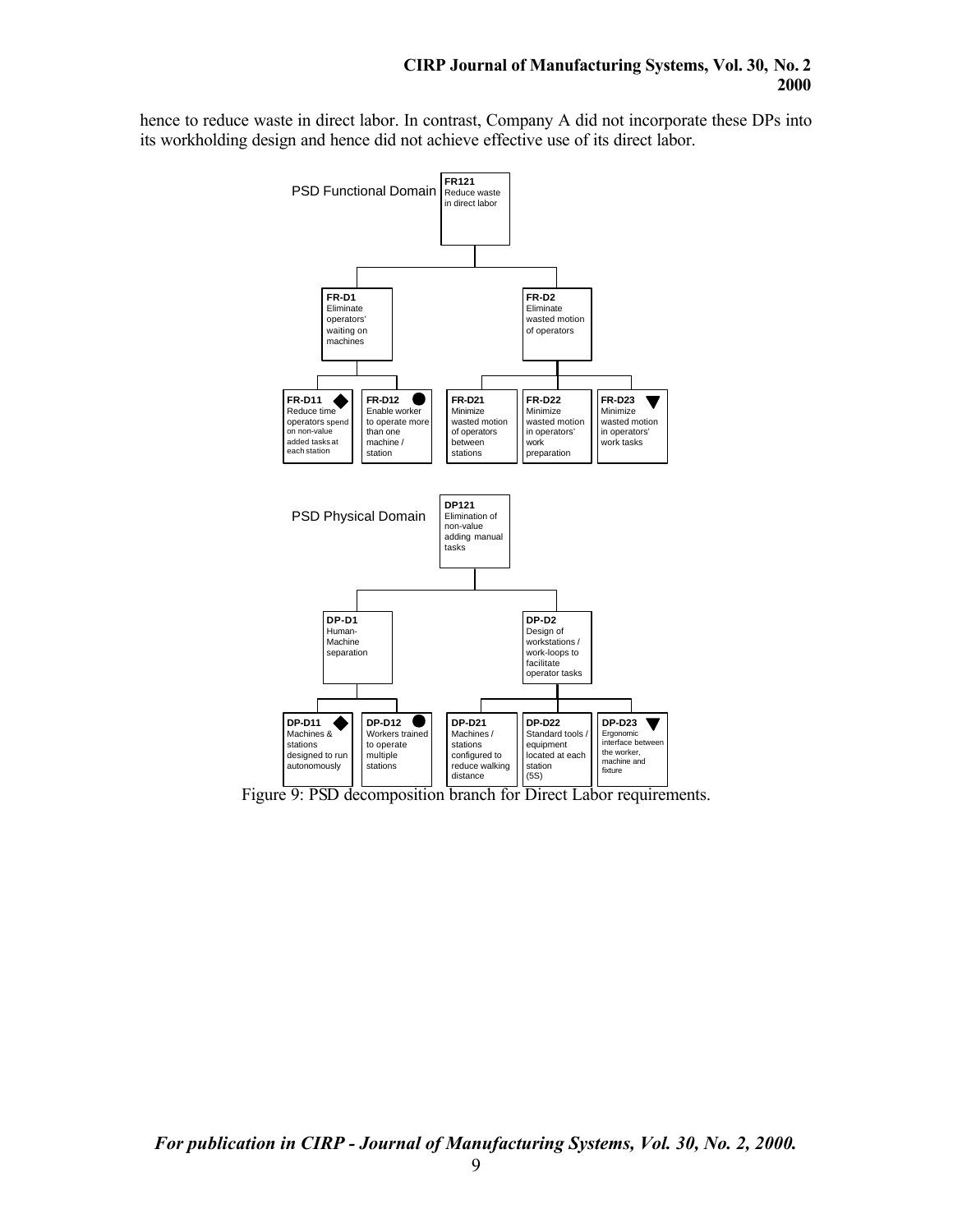hence to reduce waste in direct labor. In contrast, Company A did not incorporate these DPs into its workholding design and hence did not achieve effective use of its direct labor.

**PSD Functional Domain**

- **FR121** Reduce waste in direct labor
  - **FR-D1** Eliminate operators' waiting on machines
    - **FR-D11** ◆ Reduce time operators spend on non-value added tasks at each station
    - **FR-D12** ● Enable worker to operate more than one machine / station
  - **FR-D2** Eliminate wasted motion of operators
    - **FR-D21** Minimize wasted motion of operators between stations
    - **FR-D22** Minimize wasted motion in operators' work preparation
    - **FR-D23** ▼ Minimize wasted motion in operators' work tasks

**PSD Physical Domain**

- **DP121** Elimination of non-value adding manual tasks
  - **DP-D1** Human-Machine separation
    - **DP-D11** ◆ Machines & stations designed to run autonomously
    - **DP-D12** ● Workers trained to operate multiple stations
  - **DP-D2** Design of workstations / work-loops to facilitate operator tasks
    - **DP-D21** Machines / stations configured to reduce walking distance
    - **DP-D22** Standard tools / equipment located at each station (5S)
    - **DP-D23** ▼ Ergonomic interface between the worker, machine and fixture

Figure 9: PSD decomposition branch for Direct Labor requirements.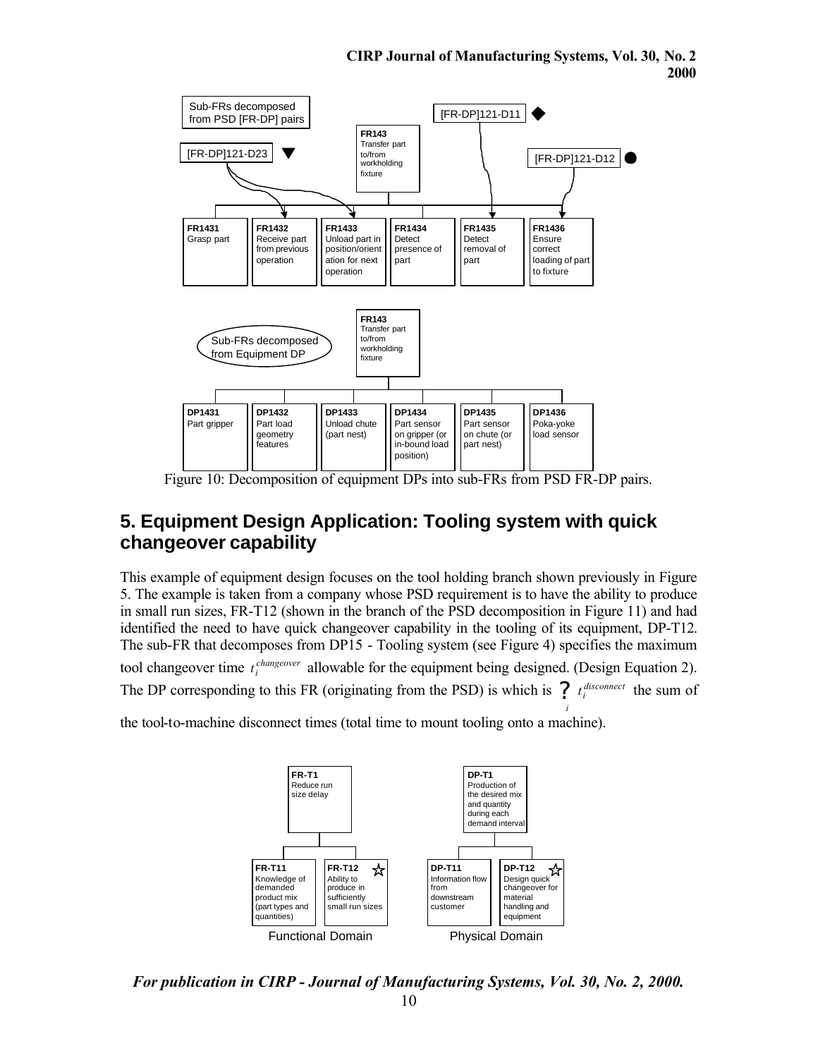Sub-FRs decomposed from PSD [FR-DP] pairs

[FR-DP]121-D23 ▼

FR143 Transfer part to/from workholding fixture

[FR-DP]121-D11 ◆

[FR-DP]121-D12 ●

| FR1431 Grasp part | FR1432 Receive part from previous operation | FR1433 Unload part in position/orientation for next operation | FR1434 Detect presence of part | FR1435 Detect removal of part | FR1436 Ensure correct loading of part to fixture |
| --- | --- | --- | --- | --- | --- |

Sub-FRs decomposed from Equipment DP

FR143 Transfer part to/from workholding fixture

| DP1431 Part gripper | DP1432 Part load geometry features | DP1433 Unload chute (part nest) | DP1434 Part sensor on gripper (or in-bound load position) | DP1435 Part sensor on chute (or part nest) | DP1436 Poka-yoke load sensor |
| --- | --- | --- | --- | --- | --- |

Figure 10: Decomposition of equipment DPs into sub-FRs from PSD FR-DP pairs.

## 5. Equipment Design Application: Tooling system with quick changeover capability

This example of equipment design focuses on the tool holding branch shown previously in Figure 5. The example is taken from a company whose PSD requirement is to have the ability to produce in small run sizes, FR-T12 (shown in the branch of the PSD decomposition in Figure 11) and had identified the need to have quick changeover capability in the tooling of its equipment, DP-T12. The sub-FR that decomposes from DP15 - Tooling system (see Figure 4) specifies the maximum tool changeover time $t_i^{changeover}$ allowable for the equipment being designed. (Design Equation 2). The DP corresponding to this FR (originating from the PSD) is which is $\sum_i t_i^{disconnect}$ the sum of the tool-to-machine disconnect times (total time to mount tooling onto a machine).

FR-T1 Reduce run size delay

FR-T11 Knowledge of demanded product mix (part types and quantities)

FR-T12 ☆ Ability to produce in sufficiently small run sizes

Functional Domain

DP-T1 Production of the desired mix and quantity during each demand interval

DP-T11 Information flow from downstream customer

DP-T12 ☆ Design quick changeover for material handling and equipment

Physical Domain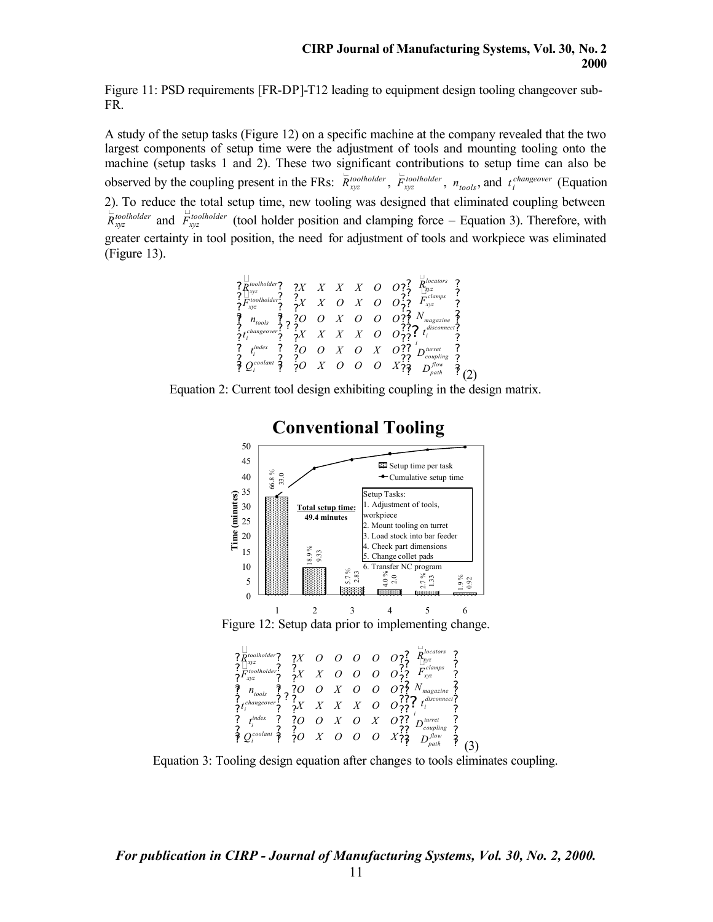Figure 11: PSD requirements [FR-DP]-T12 leading to equipment design tooling changeover sub-FR.

A study of the setup tasks (Figure 12) on a specific machine at the company revealed that the two largest components of setup time were the adjustment of tools and mounting tooling onto the machine (setup tasks 1 and 2). These two significant contributions to setup time can also be observed by the coupling present in the FRs: $\vec{R}_{xyz}^{toolholder}$, $\vec{F}_{xyz}^{toolholder}$, $n_{tools}$, and $t_i^{changeover}$ (Equation 2). To reduce the total setup time, new tooling was designed that eliminated coupling between $\vec{R}_{xyz}^{toolholder}$ and $\vec{F}_{xyz}^{toolholder}$ (tool holder position and clamping force – Equation 3). Therefore, with greater certainty in tool position, the need for adjustment of tools and workpiece was eliminated (Figure 13).

$$
\begin{Bmatrix} \vec{R}_{xyz}^{toolholder} \\ \vec{F}_{xyz}^{toolholder} \\ n_{tools} \\ t_i^{changeover} \\ t_i^{index} \\ Q_i^{coolant} \end{Bmatrix} = \begin{bmatrix} X & X & X & X & O & O \\ X & X & O & X & O & O \\ O & O & X & O & O & O \\ X & X & X & X & O & O \\ O & O & X & O & X & O \\ O & X & O & O & O & X \end{bmatrix} \begin{Bmatrix} \vec{R}_{xyz}^{locators} \\ \vec{F}_{xyz}^{clamps} \\ N_{magazine} \\ t_i^{disconnect} \\ D_{coupling}^{turret} \\ D_{path}^{flow} \end{Bmatrix} \tag{2}
$$

Equation 2: Current tool design exhibiting coupling in the design matrix.

**Conventional Tooling**

| Setup Task | Setup time per task (minutes) | Percentage |
|---|---|---|
| 1. Adjustment of tools, workpiece | 33.0 | 66.8 % |
| 2. Mount tooling on turret | 9.33 | 18.9 % |
| 3. Load stock into bar feeder | 2.83 | 5.7 % |
| 4. Check part dimensions | 2.0 | 4.0 % |
| 5. Change collet pads | 1.33 | 2.7 % |
| 6. Transfer NC program | 0.92 | 1.9 % |

Total setup time: 49.4 minutes

Figure 12: Setup data prior to implementing change.

$$
\begin{Bmatrix} \vec{R}_{xyz}^{toolholder} \\ \vec{F}_{xyz}^{toolholder} \\ n_{tools} \\ t_i^{changeover} \\ t_i^{index} \\ Q_i^{coolant} \end{Bmatrix} = \begin{bmatrix} X & O & O & O & O & O \\ X & X & O & O & O & O \\ O & O & X & O & O & O \\ X & X & X & X & O & O \\ O & O & X & O & X & O \\ O & X & O & O & O & X \end{bmatrix} \begin{Bmatrix} \vec{R}_{xyz}^{locators} \\ \vec{F}_{xyz}^{clamps} \\ N_{magazine} \\ t_i^{disconnect} \\ D_{coupling}^{turret} \\ D_{path}^{flow} \end{Bmatrix} \tag{3}
$$

Equation 3: Tooling design equation after changes to tools eliminates coupling.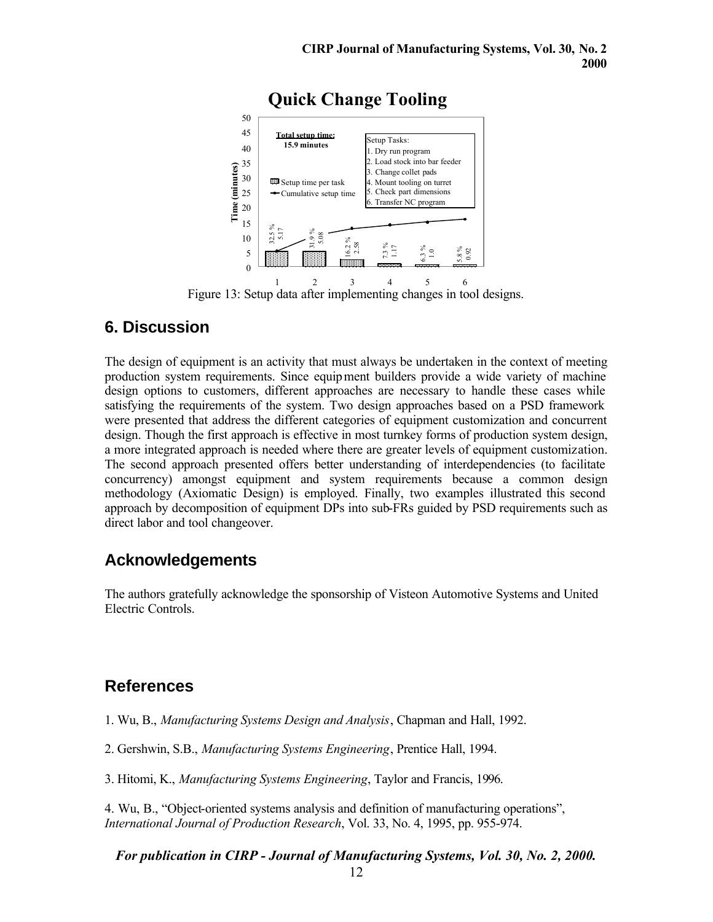## Quick Change Tooling

Total setup time: 15.9 minutes

| Setup Task | Time (minutes) | Percentage |
|---|---|---|
| 1. Dry run program | 5.17 | 32.5 % |
| 2. Load stock into bar feeder | 5.08 | 31.9 % |
| 3. Change collet pads | 2.58 | 16.2 % |
| 4. Mount tooling on turret | 1.17 | 7.3 % |
| 5. Check part dimensions | 1.0 | 6.3 % |
| 6. Transfer NC program | 0.92 | 5.8 % |

Figure 13: Setup data after implementing changes in tool designs.

## 6. Discussion

The design of equipment is an activity that must always be undertaken in the context of meeting production system requirements. Since equipment builders provide a wide variety of machine design options to customers, different approaches are necessary to handle these cases while satisfying the requirements of the system. Two design approaches based on a PSD framework were presented that address the different categories of equipment customization and concurrent design. Though the first approach is effective in most turnkey forms of production system design, a more integrated approach is needed where there are greater levels of equipment customization. The second approach presented offers better understanding of interdependencies (to facilitate concurrency) amongst equipment and system requirements because a common design methodology (Axiomatic Design) is employed. Finally, two examples illustrated this second approach by decomposition of equipment DPs into sub-FRs guided by PSD requirements such as direct labor and tool changeover.

## Acknowledgements

The authors gratefully acknowledge the sponsorship of Visteon Automotive Systems and United Electric Controls.

## References

1. Wu, B., *Manufacturing Systems Design and Analysis*, Chapman and Hall, 1992.

2. Gershwin, S.B., *Manufacturing Systems Engineering*, Prentice Hall, 1994.

3. Hitomi, K., *Manufacturing Systems Engineering*, Taylor and Francis, 1996.

4. Wu, B., "Object-oriented systems analysis and definition of manufacturing operations", *International Journal of Production Research*, Vol. 33, No. 4, 1995, pp. 955-974.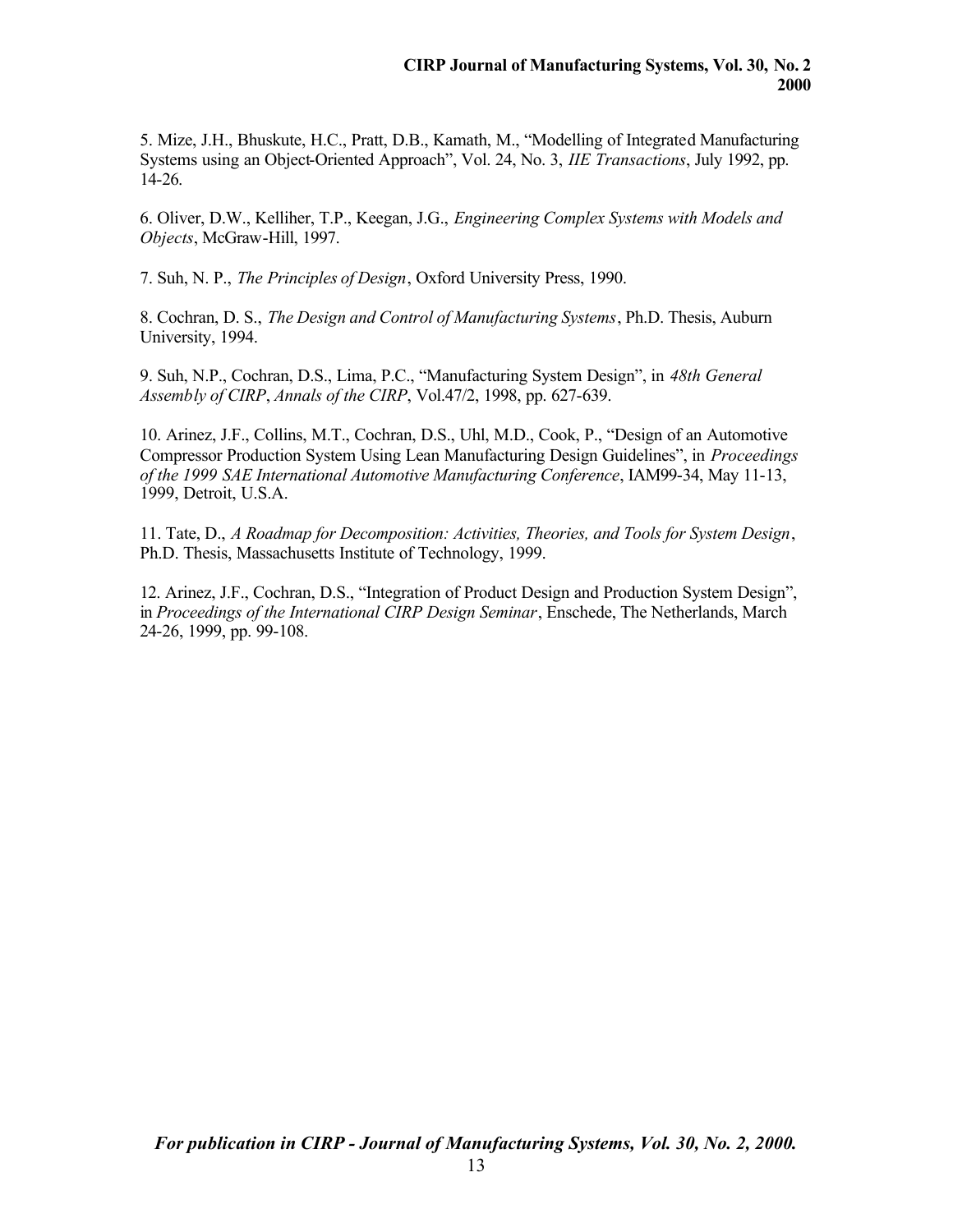5. Mize, J.H., Bhuskute, H.C., Pratt, D.B., Kamath, M., "Modelling of Integrated Manufacturing Systems using an Object-Oriented Approach", Vol. 24, No. 3, *IIE Transactions*, July 1992, pp. 14-26.

6. Oliver, D.W., Kelliher, T.P., Keegan, J.G., *Engineering Complex Systems with Models and Objects*, McGraw-Hill, 1997.

7. Suh, N. P., *The Principles of Design*, Oxford University Press, 1990.

8. Cochran, D. S., *The Design and Control of Manufacturing Systems*, Ph.D. Thesis, Auburn University, 1994.

9. Suh, N.P., Cochran, D.S., Lima, P.C., "Manufacturing System Design", in *48th General Assembly of CIRP*, *Annals of the CIRP*, Vol.47/2, 1998, pp. 627-639.

10. Arinez, J.F., Collins, M.T., Cochran, D.S., Uhl, M.D., Cook, P., "Design of an Automotive Compressor Production System Using Lean Manufacturing Design Guidelines", in *Proceedings of the 1999 SAE International Automotive Manufacturing Conference*, IAM99-34, May 11-13, 1999, Detroit, U.S.A.

11. Tate, D., *A Roadmap for Decomposition: Activities, Theories, and Tools for System Design*, Ph.D. Thesis, Massachusetts Institute of Technology, 1999.

12. Arinez, J.F., Cochran, D.S., "Integration of Product Design and Production System Design", in *Proceedings of the International CIRP Design Seminar*, Enschede, The Netherlands, March 24-26, 1999, pp. 99-108.